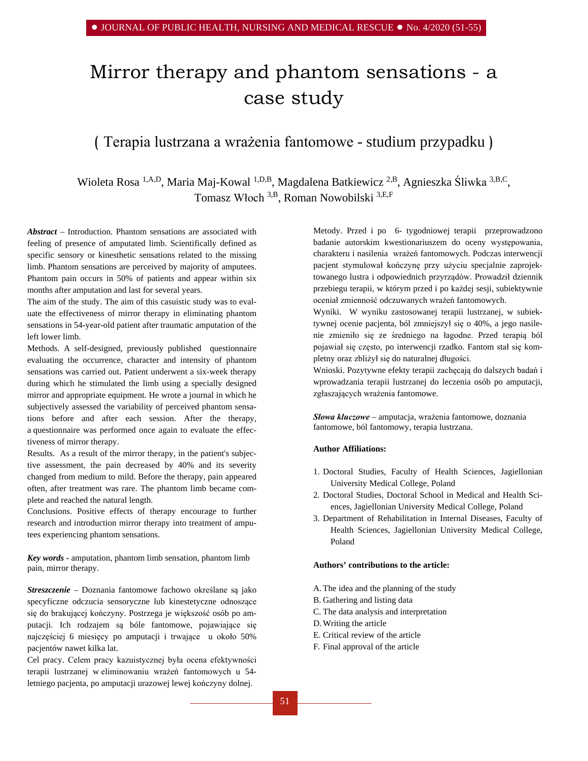# Mirror therapy and phantom sensations - a case study

## ( Terapia lustrzana a wrażenia fantomowe - studium przypadku )

Wioleta Rosa [1,A,D], Maria Maj-Kowal [1,D,B], Magdalena Batkiewicz [2,B], Agnieszka Śliwka [3,B,C], Tomasz Włoch [3,B], Roman Nowobilski [3,E,F]

***Abstract*** – Introduction. Phantom sensations are associated with feeling of presence of amputated limb. Scientifically defined as specific sensory or kinesthetic sensations related to the missing limb. Phantom sensations are perceived by majority of amputees. Phantom pain occurs in 50% of patients and appear within six months after amputation and last for several years.

The aim of the study. The aim of this casuistic study was to evaluate the effectiveness of mirror therapy in eliminating phantom sensations in 54-year-old patient after traumatic amputation of the left lower limb.

Methods. A self-designed, previously published questionnaire evaluating the occurrence, character and intensity of phantom sensations was carried out. Patient underwent a six-week therapy during which he stimulated the limb using a specially designed mirror and appropriate equipment. He wrote a journal in which he subjectively assessed the variability of perceived phantom sensations before and after each session. After the therapy, a questionnaire was performed once again to evaluate the effectiveness of mirror therapy.

Results. As a result of the mirror therapy, in the patient's subjective assessment, the pain decreased by 40% and its severity changed from medium to mild. Before the therapy, pain appeared often, after treatment was rare. The phantom limb became complete and reached the natural length.

Conclusions. Positive effects of therapy encourage to further research and introduction mirror therapy into treatment of amputees experiencing phantom sensations.

***Key words*** - amputation, phantom limb sensation, phantom limb pain, mirror therapy.

***Streszczenie*** – Doznania fantomowe fachowo określane są jako specyficzne odczucia sensoryczne lub kinestetyczne odnoszące się do brakującej kończyny. Postrzega je większość osób po amputacji. Ich rodzajem są bóle fantomowe, pojawiające się najczęściej 6 miesięcy po amputacji i trwające u około 50% pacjentów nawet kilka lat.

Cel pracy. Celem pracy kazuistycznej była ocena efektywności terapii lustrzanej w eliminowaniu wrażeń fantomowych u 54-letniego pacjenta, po amputacji urazowej lewej kończyny dolnej.

Metody. Przed i po 6- tygodniowej terapii przeprowadzono badanie autorskim kwestionariuszem do oceny występowania, charakteru i nasilenia wrażeń fantomowych. Podczas interwencji pacjent stymulował kończynę przy użyciu specjalnie zaprojektowanego lustra i odpowiednich przyrządów. Prowadził dziennik przebiegu terapii, w którym przed i po każdej sesji, subiektywnie oceniał zmienność odczuwanych wrażeń fantomowych.

Wyniki. W wyniku zastosowanej terapii lustrzanej, w subiektywnej ocenie pacjenta, ból zmniejszył się o 40%, a jego nasilenie zmieniło się ze średniego na łagodne. Przed terapią ból pojawiał się często, po interwencji rzadko. Fantom stał się kompletny oraz zbliżył się do naturalnej długości.

Wnioski. Pozytywne efekty terapii zachęcają do dalszych badań i wprowadzania terapii lustrzanej do leczenia osób po amputacji, zgłaszających wrażenia fantomowe.

***Słowa kluczowe*** – amputacja, wrażenia fantomowe, doznania fantomowe, ból fantomowy, terapia lustrzana.

**Author Affiliations:**

1. Doctoral Studies, Faculty of Health Sciences, Jagiellonian University Medical College, Poland
2. Doctoral Studies, Doctoral School in Medical and Health Sciences, Jagiellonian University Medical College, Poland
3. Department of Rehabilitation in Internal Diseases, Faculty of Health Sciences, Jagiellonian University Medical College, Poland

**Authors' contributions to the article:**

A. The idea and the planning of the study
B. Gathering and listing data
C. The data analysis and interpretation
D. Writing the article
E. Critical review of the article
F. Final approval of the article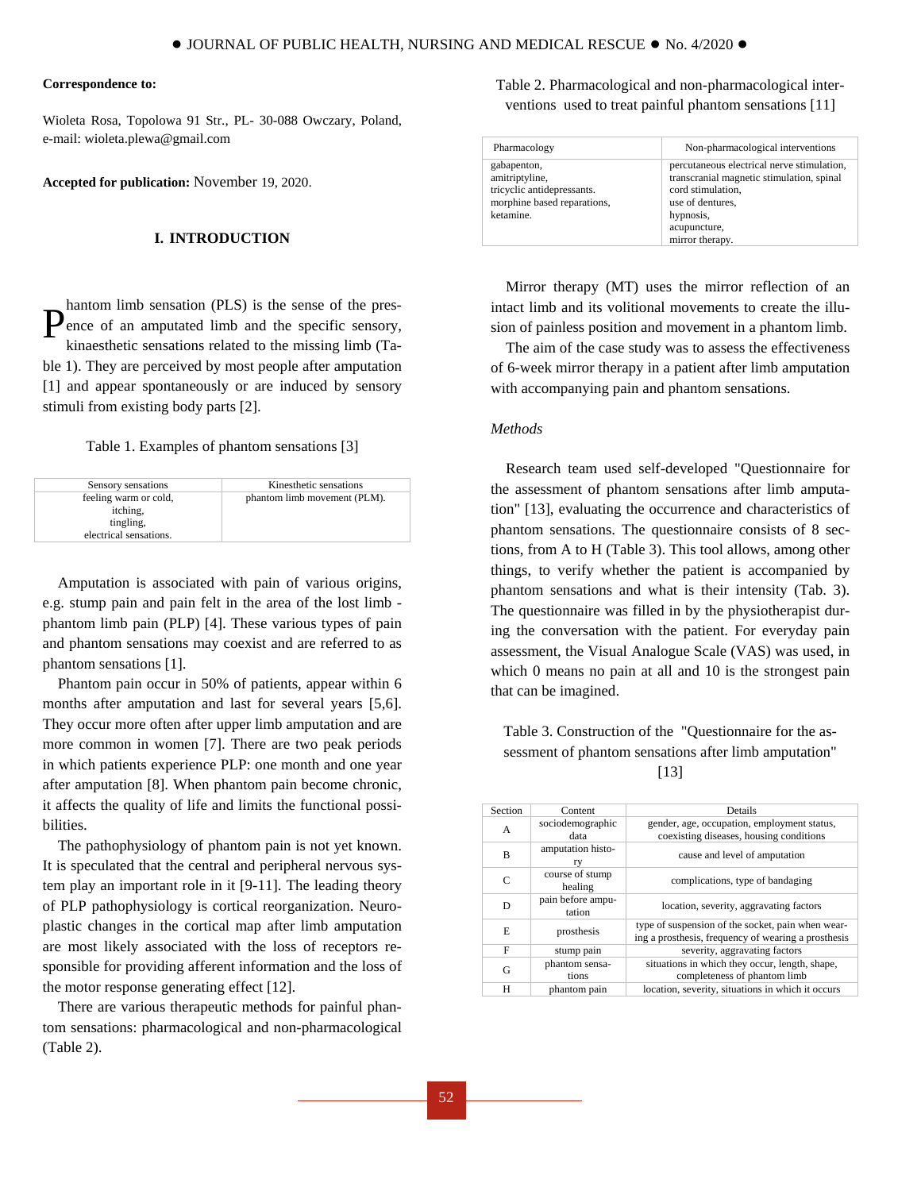**Correspondence to:**

Wioleta Rosa, Topolowa 91 Str., PL- 30-088 Owczary, Poland, e-mail: wioleta.plewa@gmail.com

**Accepted for publication:** November 19, 2020.

## I. INTRODUCTION

Phantom limb sensation (PLS) is the sense of the presence of an amputated limb and the specific sensory, kinaesthetic sensations related to the missing limb (Table 1). They are perceived by most people after amputation [1] and appear spontaneously or are induced by sensory stimuli from existing body parts [2].

Table 1. Examples of phantom sensations [3]

| Sensory sensations | Kinesthetic sensations |
|---|---|
| feeling warm or cold,<br>itching,<br>tingling,<br>electrical sensations. | phantom limb movement (PLM). |

Amputation is associated with pain of various origins, e.g. stump pain and pain felt in the area of the lost limb - phantom limb pain (PLP) [4]. These various types of pain and phantom sensations may coexist and are referred to as phantom sensations [1].

Phantom pain occur in 50% of patients, appear within 6 months after amputation and last for several years [5,6]. They occur more often after upper limb amputation and are more common in women [7]. There are two peak periods in which patients experience PLP: one month and one year after amputation [8]. When phantom pain become chronic, it affects the quality of life and limits the functional possibilities.

The pathophysiology of phantom pain is not yet known. It is speculated that the central and peripheral nervous system play an important role in it [9-11]. The leading theory of PLP pathophysiology is cortical reorganization. Neuroplastic changes in the cortical map after limb amputation are most likely associated with the loss of receptors responsible for providing afferent information and the loss of the motor response generating effect [12].

There are various therapeutic methods for painful phantom sensations: pharmacological and non-pharmacological (Table 2).

Table 2. Pharmacological and non-pharmacological interventions used to treat painful phantom sensations [11]

| Pharmacology | Non-pharmacological interventions |
|---|---|
| gabapenton,<br>amitriptyline,<br>tricyclic antidepressants.<br>morphine based reparations,<br>ketamine. | percutaneous electrical nerve stimulation,<br>transcranial magnetic stimulation, spinal cord stimulation,<br>use of dentures,<br>hypnosis,<br>acupuncture,<br>mirror therapy. |

Mirror therapy (MT) uses the mirror reflection of an intact limb and its volitional movements to create the illusion of painless position and movement in a phantom limb.

The aim of the case study was to assess the effectiveness of 6-week mirror therapy in a patient after limb amputation with accompanying pain and phantom sensations.

*Methods*

Research team used self-developed "Questionnaire for the assessment of phantom sensations after limb amputation" [13], evaluating the occurrence and characteristics of phantom sensations. The questionnaire consists of 8 sections, from A to H (Table 3). This tool allows, among other things, to verify whether the patient is accompanied by phantom sensations and what is their intensity (Tab. 3). The questionnaire was filled in by the physiotherapist during the conversation with the patient. For everyday pain assessment, the Visual Analogue Scale (VAS) was used, in which 0 means no pain at all and 10 is the strongest pain that can be imagined.

Table 3. Construction of the "Questionnaire for the assessment of phantom sensations after limb amputation" [13]

| Section | Content | Details |
|---|---|---|
| A | sociodemographic data | gender, age, occupation, employment status, coexisting diseases, housing conditions |
| B | amputation history | cause and level of amputation |
| C | course of stump healing | complications, type of bandaging |
| D | pain before amputation | location, severity, aggravating factors |
| E | prosthesis | type of suspension of the socket, pain when wearing a prosthesis, frequency of wearing a prosthesis |
| F | stump pain | severity, aggravating factors |
| G | phantom sensations | situations in which they occur, length, shape, completeness of phantom limb |
| H | phantom pain | location, severity, situations in which it occurs |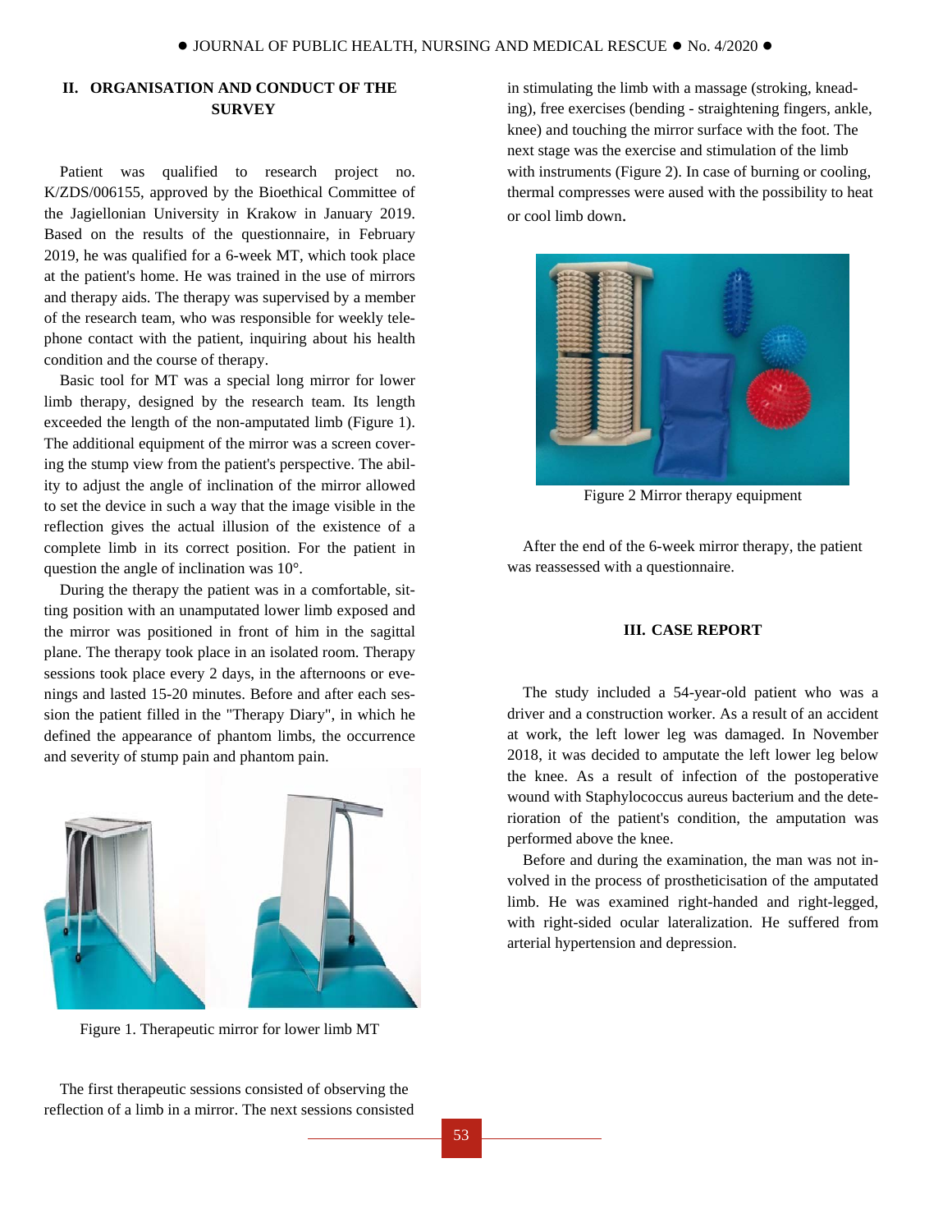## II. ORGANISATION AND CONDUCT OF THE SURVEY

Patient was qualified to research project no. K/ZDS/006155, approved by the Bioethical Committee of the Jagiellonian University in Krakow in January 2019. Based on the results of the questionnaire, in February 2019, he was qualified for a 6-week MT, which took place at the patient's home. He was trained in the use of mirrors and therapy aids. The therapy was supervised by a member of the research team, who was responsible for weekly telephone contact with the patient, inquiring about his health condition and the course of therapy.

Basic tool for MT was a special long mirror for lower limb therapy, designed by the research team. Its length exceeded the length of the non-amputated limb (Figure 1). The additional equipment of the mirror was a screen covering the stump view from the patient's perspective. The ability to adjust the angle of inclination of the mirror allowed to set the device in such a way that the image visible in the reflection gives the actual illusion of the existence of a complete limb in its correct position. For the patient in question the angle of inclination was 10°.

During the therapy the patient was in a comfortable, sitting position with an unamputated lower limb exposed and the mirror was positioned in front of him in the sagittal plane. The therapy took place in an isolated room. Therapy sessions took place every 2 days, in the afternoons or evenings and lasted 15-20 minutes. Before and after each session the patient filled in the "Therapy Diary", in which he defined the appearance of phantom limbs, the occurrence and severity of stump pain and phantom pain.

Figure 1. Therapeutic mirror for lower limb MT

The first therapeutic sessions consisted of observing the reflection of a limb in a mirror. The next sessions consisted in stimulating the limb with a massage (stroking, kneading), free exercises (bending - straightening fingers, ankle, knee) and touching the mirror surface with the foot. The next stage was the exercise and stimulation of the limb with instruments (Figure 2). In case of burning or cooling, thermal compresses were aused with the possibility to heat or cool limb down.

Figure 2 Mirror therapy equipment

After the end of the 6-week mirror therapy, the patient was reassessed with a questionnaire.

## III. CASE REPORT

The study included a 54-year-old patient who was a driver and a construction worker. As a result of an accident at work, the left lower leg was damaged. In November 2018, it was decided to amputate the left lower leg below the knee. As a result of infection of the postoperative wound with Staphylococcus aureus bacterium and the deterioration of the patient's condition, the amputation was performed above the knee.

Before and during the examination, the man was not involved in the process of prostheticisation of the amputated limb. He was examined right-handed and right-legged, with right-sided ocular lateralization. He suffered from arterial hypertension and depression.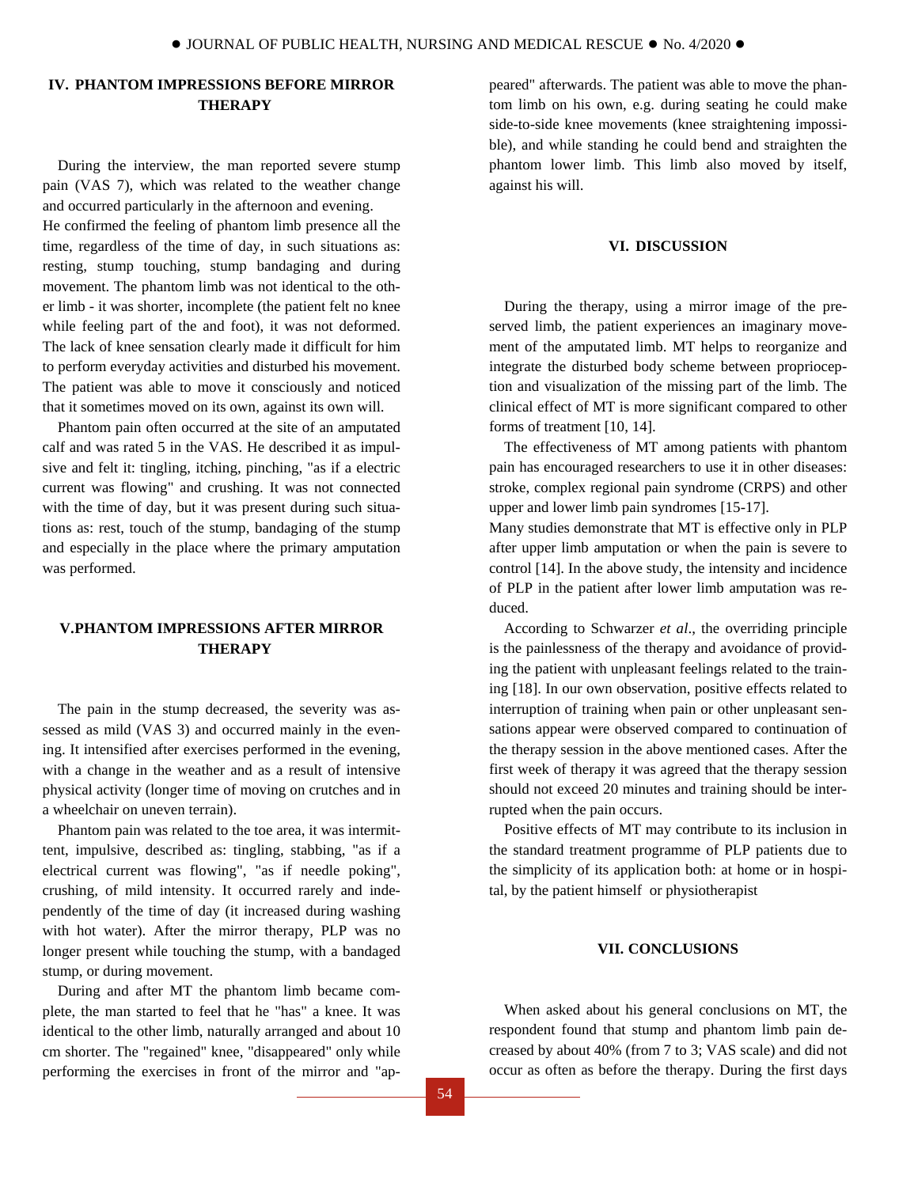## IV. PHANTOM IMPRESSIONS BEFORE MIRROR THERAPY

During the interview, the man reported severe stump pain (VAS 7), which was related to the weather change and occurred particularly in the afternoon and evening.
He confirmed the feeling of phantom limb presence all the time, regardless of the time of day, in such situations as: resting, stump touching, stump bandaging and during movement. The phantom limb was not identical to the other limb - it was shorter, incomplete (the patient felt no knee while feeling part of the and foot), it was not deformed. The lack of knee sensation clearly made it difficult for him to perform everyday activities and disturbed his movement. The patient was able to move it consciously and noticed that it sometimes moved on its own, against its own will.

Phantom pain often occurred at the site of an amputated calf and was rated 5 in the VAS. He described it as impulsive and felt it: tingling, itching, pinching, "as if a electric current was flowing" and crushing. It was not connected with the time of day, but it was present during such situations as: rest, touch of the stump, bandaging of the stump and especially in the place where the primary amputation was performed.

## V.PHANTOM IMPRESSIONS AFTER MIRROR THERAPY

The pain in the stump decreased, the severity was assessed as mild (VAS 3) and occurred mainly in the evening. It intensified after exercises performed in the evening, with a change in the weather and as a result of intensive physical activity (longer time of moving on crutches and in a wheelchair on uneven terrain).

Phantom pain was related to the toe area, it was intermittent, impulsive, described as: tingling, stabbing, "as if a electrical current was flowing", "as if needle poking", crushing, of mild intensity. It occurred rarely and independently of the time of day (it increased during washing with hot water). After the mirror therapy, PLP was no longer present while touching the stump, with a bandaged stump, or during movement.

During and after MT the phantom limb became complete, the man started to feel that he "has" a knee. It was identical to the other limb, naturally arranged and about 10 cm shorter. The "regained" knee, "disappeared" only while performing the exercises in front of the mirror and "appeared" afterwards. The patient was able to move the phantom limb on his own, e.g. during seating he could make side-to-side knee movements (knee straightening impossible), and while standing he could bend and straighten the phantom lower limb. This limb also moved by itself, against his will.

## VI. DISCUSSION

During the therapy, using a mirror image of the preserved limb, the patient experiences an imaginary movement of the amputated limb. MT helps to reorganize and integrate the disturbed body scheme between proprioception and visualization of the missing part of the limb. The clinical effect of MT is more significant compared to other forms of treatment [10, 14].

The effectiveness of MT among patients with phantom pain has encouraged researchers to use it in other diseases: stroke, complex regional pain syndrome (CRPS) and other upper and lower limb pain syndromes [15-17].
Many studies demonstrate that MT is effective only in PLP after upper limb amputation or when the pain is severe to control [14]. In the above study, the intensity and incidence of PLP in the patient after lower limb amputation was reduced.

According to Schwarzer *et al*., the overriding principle is the painlessness of the therapy and avoidance of providing the patient with unpleasant feelings related to the training [18]. In our own observation, positive effects related to interruption of training when pain or other unpleasant sensations appear were observed compared to continuation of the therapy session in the above mentioned cases. After the first week of therapy it was agreed that the therapy session should not exceed 20 minutes and training should be interrupted when the pain occurs.

Positive effects of MT may contribute to its inclusion in the standard treatment programme of PLP patients due to the simplicity of its application both: at home or in hospital, by the patient himself or physiotherapist

## VII. CONCLUSIONS

When asked about his general conclusions on MT, the respondent found that stump and phantom limb pain decreased by about 40% (from 7 to 3; VAS scale) and did not occur as often as before the therapy. During the first days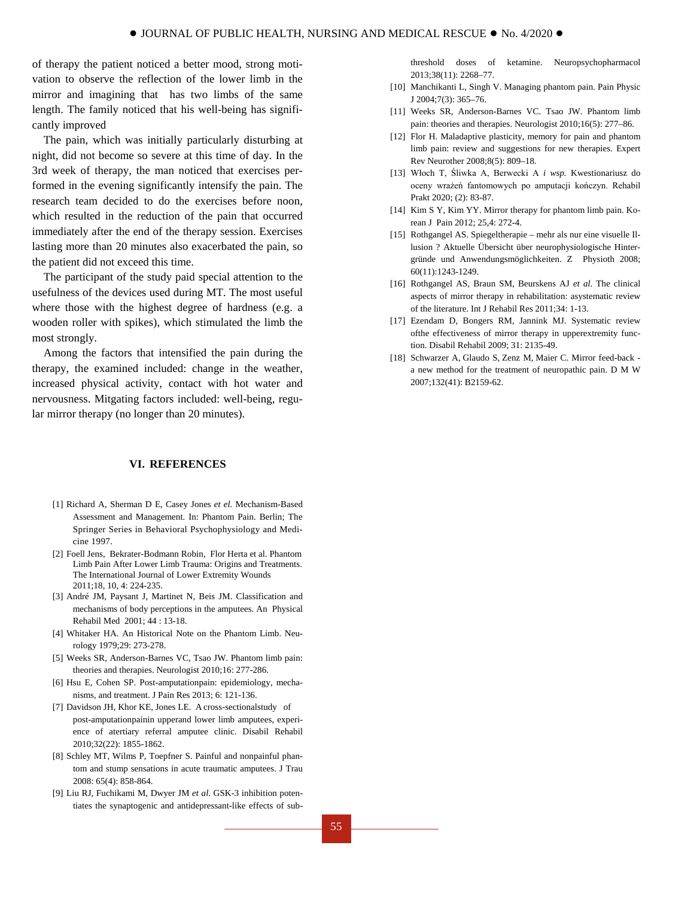of therapy the patient noticed a better mood, strong motivation to observe the reflection of the lower limb in the mirror and imagining that has two limbs of the same length. The family noticed that his well-being has significantly improved

The pain, which was initially particularly disturbing at night, did not become so severe at this time of day. In the 3rd week of therapy, the man noticed that exercises performed in the evening significantly intensify the pain. The research team decided to do the exercises before noon, which resulted in the reduction of the pain that occurred immediately after the end of the therapy session. Exercises lasting more than 20 minutes also exacerbated the pain, so the patient did not exceed this time.

The participant of the study paid special attention to the usefulness of the devices used during MT. The most useful where those with the highest degree of hardness (e.g. a wooden roller with spikes), which stimulated the limb the most strongly.

Among the factors that intensified the pain during the therapy, the examined included: change in the weather, increased physical activity, contact with hot water and nervousness. Mitgating factors included: well-being, regular mirror therapy (no longer than 20 minutes).

## VI. REFERENCES

[1] Richard A, Sherman D E, Casey Jones *et el.* Mechanism-Based Assessment and Management. In: Phantom Pain. Berlin; The Springer Series in Behavioral Psychophysiology and Medicine 1997.

[2] Foell Jens, Bekrater-Bodmann Robin, Flor Herta et al. Phantom Limb Pain After Lower Limb Trauma: Origins and Treatments. The International Journal of Lower Extremity Wounds 2011;18, 10, 4: 224-235.

[3] André JM, Paysant J, Martinet N, Beis JM. Classification and mechanisms of body perceptions in the amputees. An Physical Rehabil Med 2001; 44 : 13-18.

[4] Whitaker HA. An Historical Note on the Phantom Limb. Neurology 1979;29: 273-278.

[5] Weeks SR, Anderson-Barnes VC, Tsao JW. Phantom limb pain: theories and therapies. Neurologist 2010;16: 277-286.

[6] Hsu E, Cohen SP. Post-amputationpain: epidemiology, mechanisms, and treatment. J Pain Res 2013; 6: 121-136.

[7] Davidson JH, Khor KE, Jones LE. A cross-sectionalstudy of post-amputationpainin upperand lower limb amputees, experience of atertiary referral amputee clinic. Disabil Rehabil 2010;32(22): 1855-1862.

[8] Schley MT, Wilms P, Toepfner S. Painful and nonpainful phantom and stump sensations in acute traumatic amputees. J Trau 2008: 65(4): 858-864.

[9] Liu RJ, Fuchikami M, Dwyer JM *et al.* GSK-3 inhibition potentiates the synaptogenic and antidepressant-like effects of subthreshold doses of ketamine. Neuropsychopharmacol 2013;38(11): 2268–77.

[10] Manchikanti L, Singh V. Managing phantom pain. Pain Physic J 2004;7(3): 365–76.

[11] Weeks SR, Anderson-Barnes VC. Tsao JW. Phantom limb pain: theories and therapies. Neurologist 2010;16(5): 277–86.

[12] Flor H. Maladaptive plasticity, memory for pain and phantom limb pain: review and suggestions for new therapies. Expert Rev Neurother 2008;8(5): 809–18.

[13] Włoch T, Śliwka A, Berwecki A *i wsp.* Kwestionariusz do oceny wrażeń fantomowych po amputacji kończyn. Rehabil Prakt 2020; (2): 83-87.

[14] Kim S Y, Kim YY. Mirror therapy for phantom limb pain. Korean J Pain 2012; 25,4: 272-4.

[15] Rothgangel AS. Spiegeltherapie – mehr als nur eine visuelle Illusion ? Aktuelle Übersicht über neurophysiologische Hintergründe und Anwendungsmöglichkeiten. Z Physioth 2008; 60(11):1243-1249.

[16] Rothgangel AS, Braun SM, Beurskens AJ *et al.* The clinical aspects of mirror therapy in rehabilitation: asystematic review of the literature. Int J Rehabil Res 2011;34: 1-13.

[17] Ezendam D, Bongers RM, Jannink MJ. Systematic review ofthe effectiveness of mirror therapy in upperextremity function. Disabil Rehabil 2009; 31: 2135-49.

[18] Schwarzer A, Glaudo S, Zenz M, Maier C. Mirror feed-back - a new method for the treatment of neuropathic pain. D M W 2007;132(41): B2159-62.